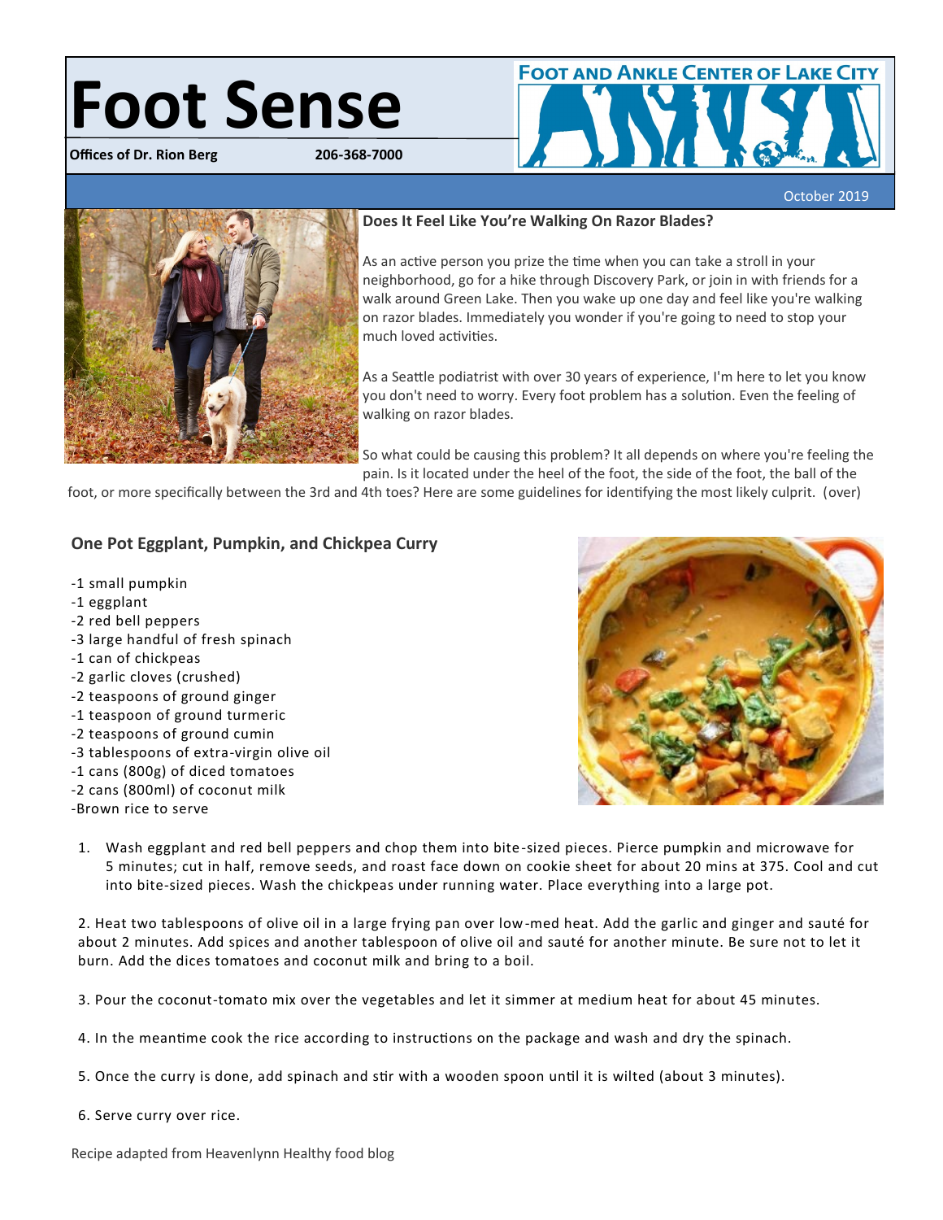# Foot Sense

**Offices of Dr. Rion Berg** **206-368-7000**

FOOT AND ANKLE CENTER OF LAKE CITY

October 2019

### Does It Feel Like You're Walking On Razor Blades?

As an active person you prize the time when you can take a stroll in your neighborhood, go for a hike through Discovery Park, or join in with friends for a walk around Green Lake. Then you wake up one day and feel like you're walking on razor blades. Immediately you wonder if you're going to need to stop your much loved activities.

As a Seattle podiatrist with over 30 years of experience, I'm here to let you know you don't need to worry. Every foot problem has a solution. Even the feeling of walking on razor blades.

So what could be causing this problem? It all depends on where you're feeling the pain. Is it located under the heel of the foot, the side of the foot, the ball of the foot, or more specifically between the 3rd and 4th toes? Here are some guidelines for identifying the most likely culprit. (over)

### One Pot Eggplant, Pumpkin, and Chickpea Curry

-1 small pumpkin
-1 eggplant
-2 red bell peppers
-3 large handful of fresh spinach
-1 can of chickpeas
-2 garlic cloves (crushed)
-2 teaspoons of ground ginger
-1 teaspoon of ground turmeric
-2 teaspoons of ground cumin
-3 tablespoons of extra-virgin olive oil
-1 cans (800g) of diced tomatoes
-2 cans (800ml) of coconut milk
-Brown rice to serve

1. Wash eggplant and red bell peppers and chop them into bite-sized pieces. Pierce pumpkin and microwave for 5 minutes; cut in half, remove seeds, and roast face down on cookie sheet for about 20 mins at 375. Cool and cut into bite-sized pieces. Wash the chickpeas under running water. Place everything into a large pot.

2. Heat two tablespoons of olive oil in a large frying pan over low-med heat. Add the garlic and ginger and sauté for about 2 minutes. Add spices and another tablespoon of olive oil and sauté for another minute. Be sure not to let it burn. Add the dices tomatoes and coconut milk and bring to a boil.

3. Pour the coconut-tomato mix over the vegetables and let it simmer at medium heat for about 45 minutes.

4. In the meantime cook the rice according to instructions on the package and wash and dry the spinach.

5. Once the curry is done, add spinach and stir with a wooden spoon until it is wilted (about 3 minutes).

6. Serve curry over rice.

Recipe adapted from Heavenlynn Healthy food blog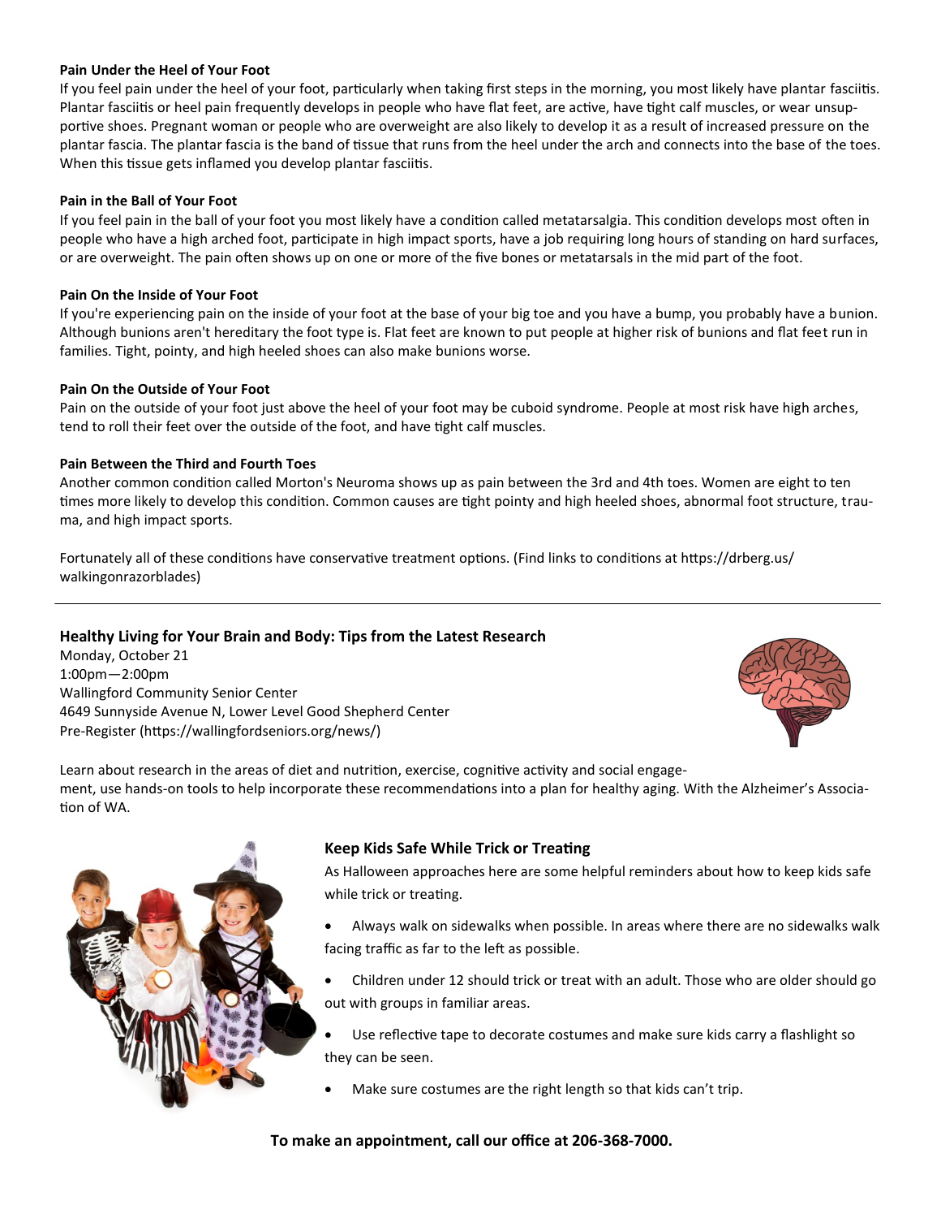### Pain Under the Heel of Your Foot

If you feel pain under the heel of your foot, particularly when taking first steps in the morning, you most likely have plantar fasciitis. Plantar fasciitis or heel pain frequently develops in people who have flat feet, are active, have tight calf muscles, or wear unsupportive shoes. Pregnant woman or people who are overweight are also likely to develop it as a result of increased pressure on the plantar fascia. The plantar fascia is the band of tissue that runs from the heel under the arch and connects into the base of the toes. When this tissue gets inflamed you develop plantar fasciitis.

### Pain in the Ball of Your Foot

If you feel pain in the ball of your foot you most likely have a condition called metatarsalgia. This condition develops most often in people who have a high arched foot, participate in high impact sports, have a job requiring long hours of standing on hard surfaces, or are overweight. The pain often shows up on one or more of the five bones or metatarsals in the mid part of the foot.

### Pain On the Inside of Your Foot

If you're experiencing pain on the inside of your foot at the base of your big toe and you have a bump, you probably have a bunion. Although bunions aren't hereditary the foot type is. Flat feet are known to put people at higher risk of bunions and flat feet run in families. Tight, pointy, and high heeled shoes can also make bunions worse.

### Pain On the Outside of Your Foot

Pain on the outside of your foot just above the heel of your foot may be cuboid syndrome. People at most risk have high arches, tend to roll their feet over the outside of the foot, and have tight calf muscles.

### Pain Between the Third and Fourth Toes

Another common condition called Morton's Neuroma shows up as pain between the 3rd and 4th toes. Women are eight to ten times more likely to develop this condition. Common causes are tight pointy and high heeled shoes, abnormal foot structure, trauma, and high impact sports.

Fortunately all of these conditions have conservative treatment options. (Find links to conditions at https://drberg.us/walkingonrazorblades)

---

### Healthy Living for Your Brain and Body: Tips from the Latest Research

Monday, October 21
1:00pm—2:00pm
Wallingford Community Senior Center
4649 Sunnyside Avenue N, Lower Level Good Shepherd Center
Pre-Register (https://wallingfordseniors.org/news/)

Learn about research in the areas of diet and nutrition, exercise, cognitive activity and social engagement, use hands-on tools to help incorporate these recommendations into a plan for healthy aging. With the Alzheimer's Association of WA.

### Keep Kids Safe While Trick or Treating

As Halloween approaches here are some helpful reminders about how to keep kids safe while trick or treating.

- Always walk on sidewalks when possible. In areas where there are no sidewalks walk facing traffic as far to the left as possible.
- Children under 12 should trick or treat with an adult. Those who are older should go out with groups in familiar areas.
- Use reflective tape to decorate costumes and make sure kids carry a flashlight so they can be seen.
- Make sure costumes are the right length so that kids can't trip.

**To make an appointment, call our office at 206-368-7000.**